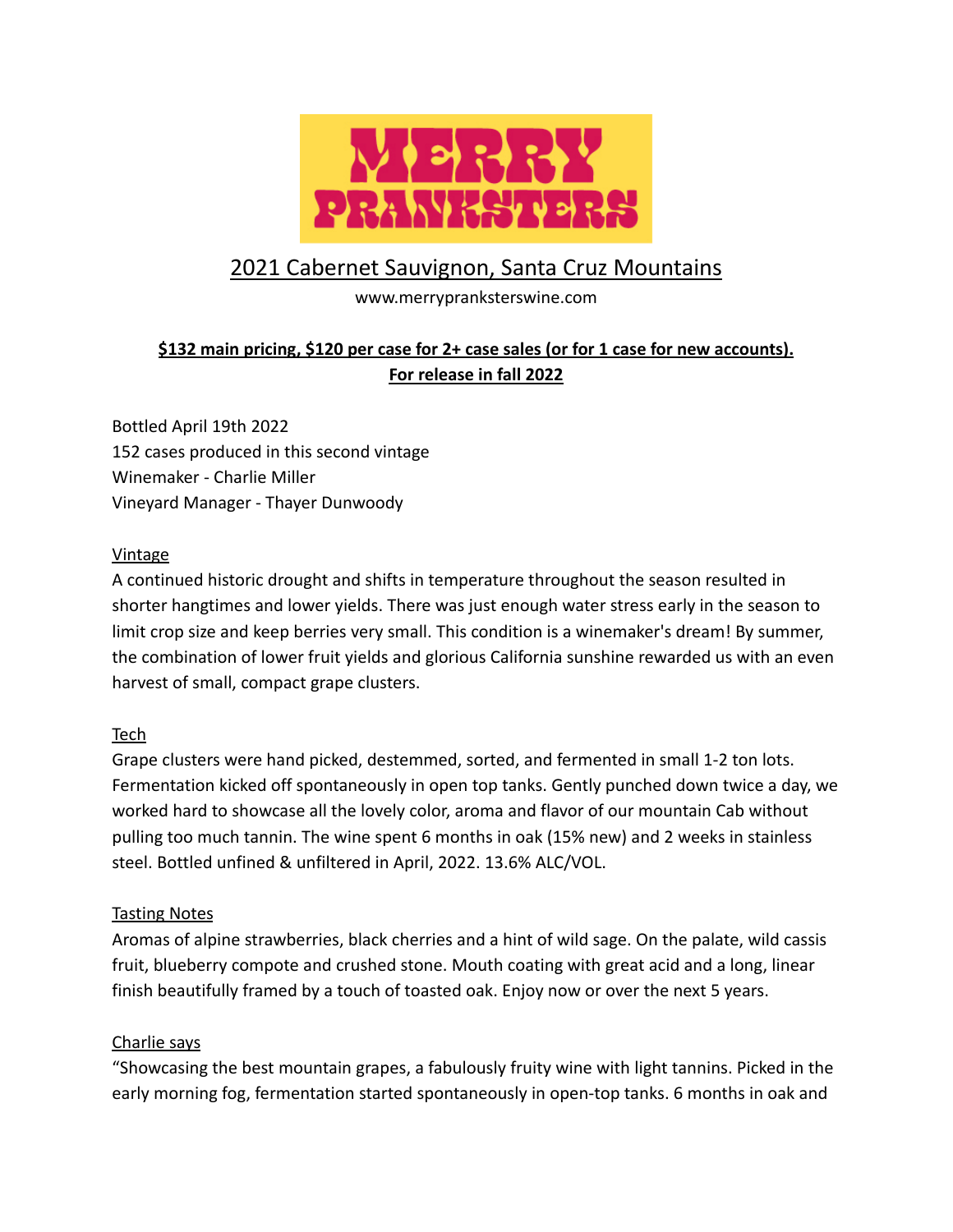# MERRY PRANKSTERS

## 2021 Cabernet Sauvignon, Santa Cruz Mountains

www.merryprankster swine.com

**$132 main pricing, $120 per case for 2+ case sales (or for 1 case for new accounts).**
**For release in fall 2022**

Bottled April 19th 2022
152 cases produced in this second vintage
Winemaker - Charlie Miller
Vineyard Manager - Thayer Dunwoody

### Vintage

A continued historic drought and shifts in temperature throughout the season resulted in shorter hangtimes and lower yields. There was just enough water stress early in the season to limit crop size and keep berries very small. This condition is a winemaker's dream! By summer, the combination of lower fruit yields and glorious California sunshine rewarded us with an even harvest of small, compact grape clusters.

### Tech

Grape clusters were hand picked, destemmed, sorted, and fermented in small 1-2 ton lots. Fermentation kicked off spontaneously in open top tanks. Gently punched down twice a day, we worked hard to showcase all the lovely color, aroma and flavor of our mountain Cab without pulling too much tannin. The wine spent 6 months in oak (15% new) and 2 weeks in stainless steel. Bottled unfined & unfiltered in April, 2022. 13.6% ALC/VOL.

### Tasting Notes

Aromas of alpine strawberries, black cherries and a hint of wild sage. On the palate, wild cassis fruit, blueberry compote and crushed stone. Mouth coating with great acid and a long, linear finish beautifully framed by a touch of toasted oak. Enjoy now or over the next 5 years.

### Charlie says

"Showcasing the best mountain grapes, a fabulously fruity wine with light tannins. Picked in the early morning fog, fermentation started spontaneously in open-top tanks. 6 months in oak and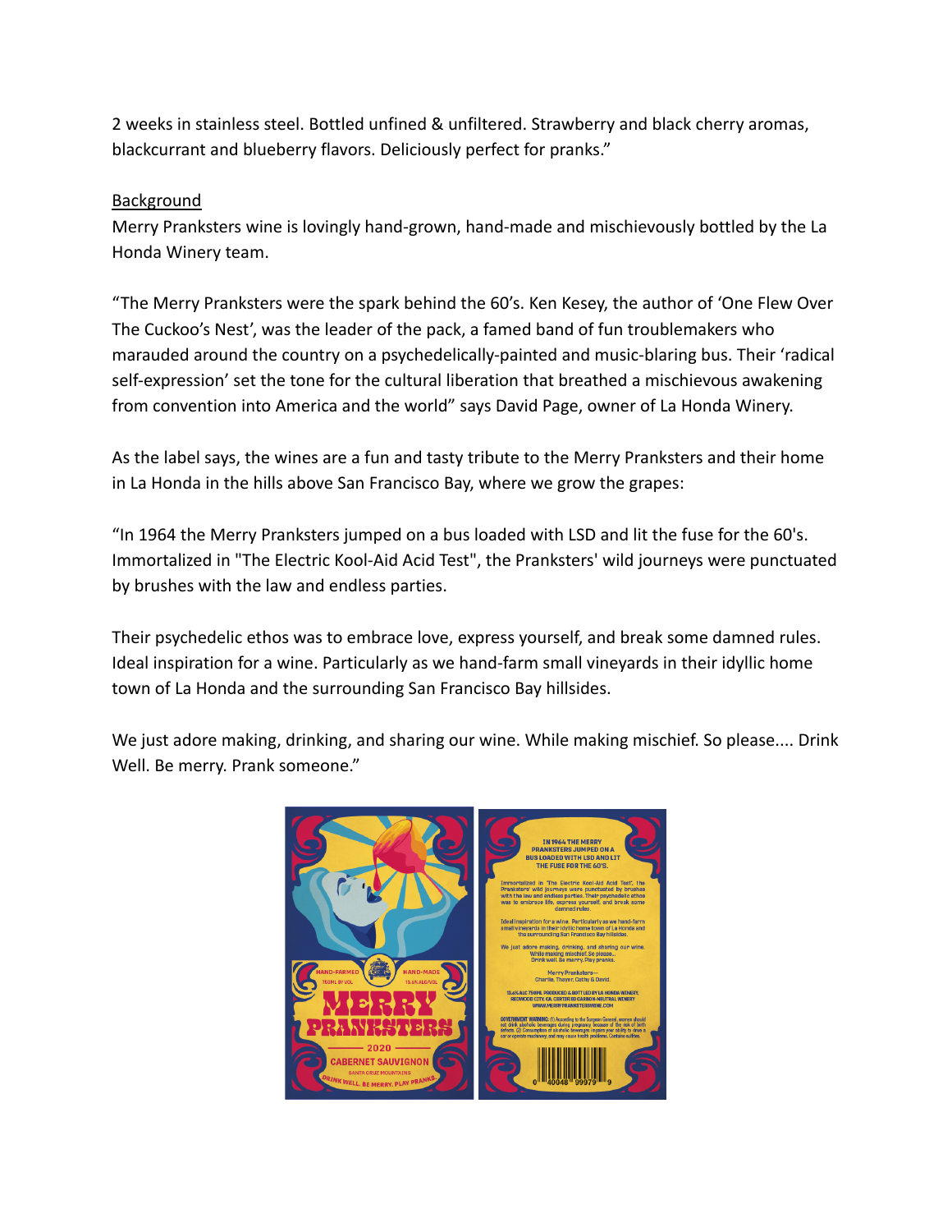2 weeks in stainless steel. Bottled unfined & unfiltered. Strawberry and black cherry aromas, blackcurrant and blueberry flavors. Deliciously perfect for pranks."

Background

Merry Pranksters wine is lovingly hand-grown, hand-made and mischievously bottled by the La Honda Winery team.

"The Merry Pranksters were the spark behind the 60's. Ken Kesey, the author of 'One Flew Over The Cuckoo's Nest', was the leader of the pack, a famed band of fun troublemakers who marauded around the country on a psychedelically-painted and music-blaring bus. Their 'radical self-expression' set the tone for the cultural liberation that breathed a mischievous awakening from convention into America and the world" says David Page, owner of La Honda Winery.

As the label says, the wines are a fun and tasty tribute to the Merry Pranksters and their home in La Honda in the hills above San Francisco Bay, where we grow the grapes:

"In 1964 the Merry Pranksters jumped on a bus loaded with LSD and lit the fuse for the 60's. Immortalized in "The Electric Kool-Aid Acid Test", the Pranksters' wild journeys were punctuated by brushes with the law and endless parties.

Their psychedelic ethos was to embrace love, express yourself, and break some damned rules. Ideal inspiration for a wine. Particularly as we hand-farm small vineyards in their idyllic home town of La Honda and the surrounding San Francisco Bay hillsides.

We just adore making, drinking, and sharing our wine. While making mischief. So please.... Drink Well. Be merry. Prank someone."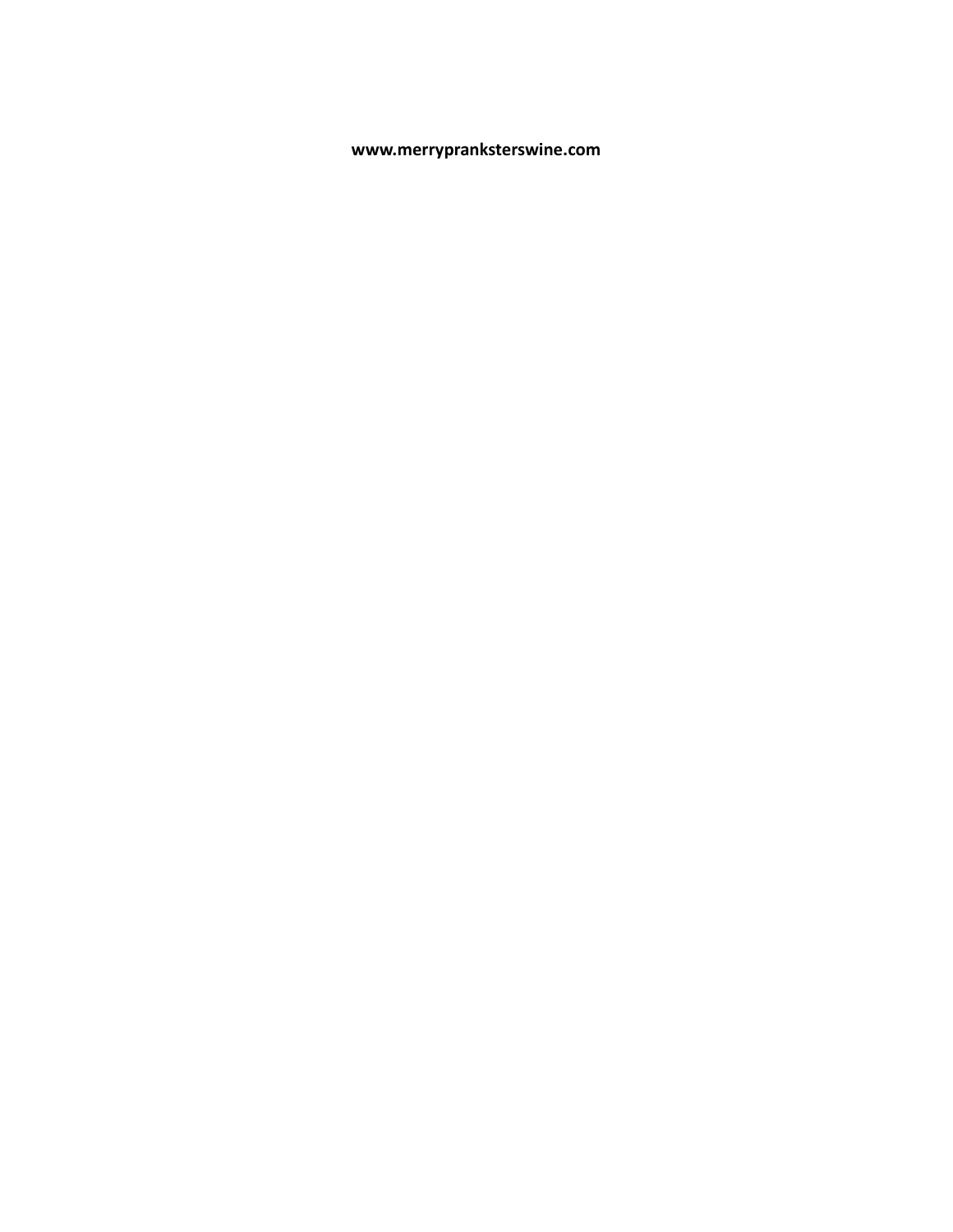**www.merrypranksterswine.com**